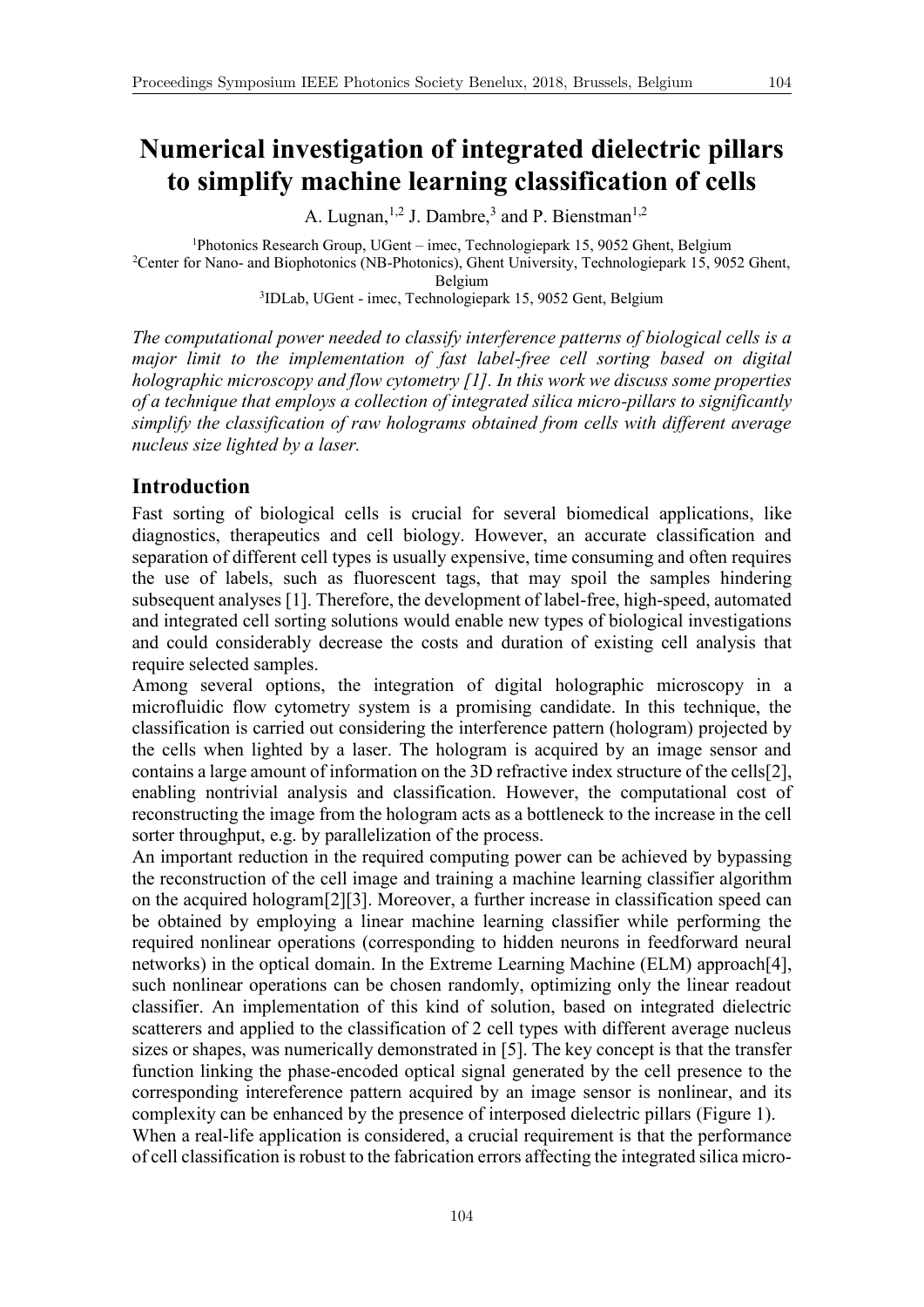# Numerical investigation of integrated dielectric pillars to simplify machine learning classification of cells

A. Lugnan,[1,2] J. Dambre,[3] and P. Bienstman[1,2]

[1]Photonics Research Group, UGent – imec, Technologiepark 15, 9052 Ghent, Belgium
[2]Center for Nano- and Biophotonics (NB-Photonics), Ghent University, Technologiepark 15, 9052 Ghent, Belgium
[3]IDLab, UGent - imec, Technologiepark 15, 9052 Gent, Belgium

*The computational power needed to classify interference patterns of biological cells is a major limit to the implementation of fast label-free cell sorting based on digital holographic microscopy and flow cytometry [1]. In this work we discuss some properties of a technique that employs a collection of integrated silica micro-pillars to significantly simplify the classification of raw holograms obtained from cells with different average nucleus size lighted by a laser.*

## Introduction

Fast sorting of biological cells is crucial for several biomedical applications, like diagnostics, therapeutics and cell biology. However, an accurate classification and separation of different cell types is usually expensive, time consuming and often requires the use of labels, such as fluorescent tags, that may spoil the samples hindering subsequent analyses [1]. Therefore, the development of label-free, high-speed, automated and integrated cell sorting solutions would enable new types of biological investigations and could considerably decrease the costs and duration of existing cell analysis that require selected samples.

Among several options, the integration of digital holographic microscopy in a microfluidic flow cytometry system is a promising candidate. In this technique, the classification is carried out considering the interference pattern (hologram) projected by the cells when lighted by a laser. The hologram is acquired by an image sensor and contains a large amount of information on the 3D refractive index structure of the cells[2], enabling nontrivial analysis and classification. However, the computational cost of reconstructing the image from the hologram acts as a bottleneck to the increase in the cell sorter throughput, e.g. by parallelization of the process.

An important reduction in the required computing power can be achieved by bypassing the reconstruction of the cell image and training a machine learning classifier algorithm on the acquired hologram[2][3]. Moreover, a further increase in classification speed can be obtained by employing a linear machine learning classifier while performing the required nonlinear operations (corresponding to hidden neurons in feedforward neural networks) in the optical domain. In the Extreme Learning Machine (ELM) approach[4], such nonlinear operations can be chosen randomly, optimizing only the linear readout classifier. An implementation of this kind of solution, based on integrated dielectric scatterers and applied to the classification of 2 cell types with different average nucleus sizes or shapes, was numerically demonstrated in [5]. The key concept is that the transfer function linking the phase-encoded optical signal generated by the cell presence to the corresponding intereference pattern acquired by an image sensor is nonlinear, and its complexity can be enhanced by the presence of interposed dielectric pillars (Figure 1).

When a real-life application is considered, a crucial requirement is that the performance of cell classification is robust to the fabrication errors affecting the integrated silica micro-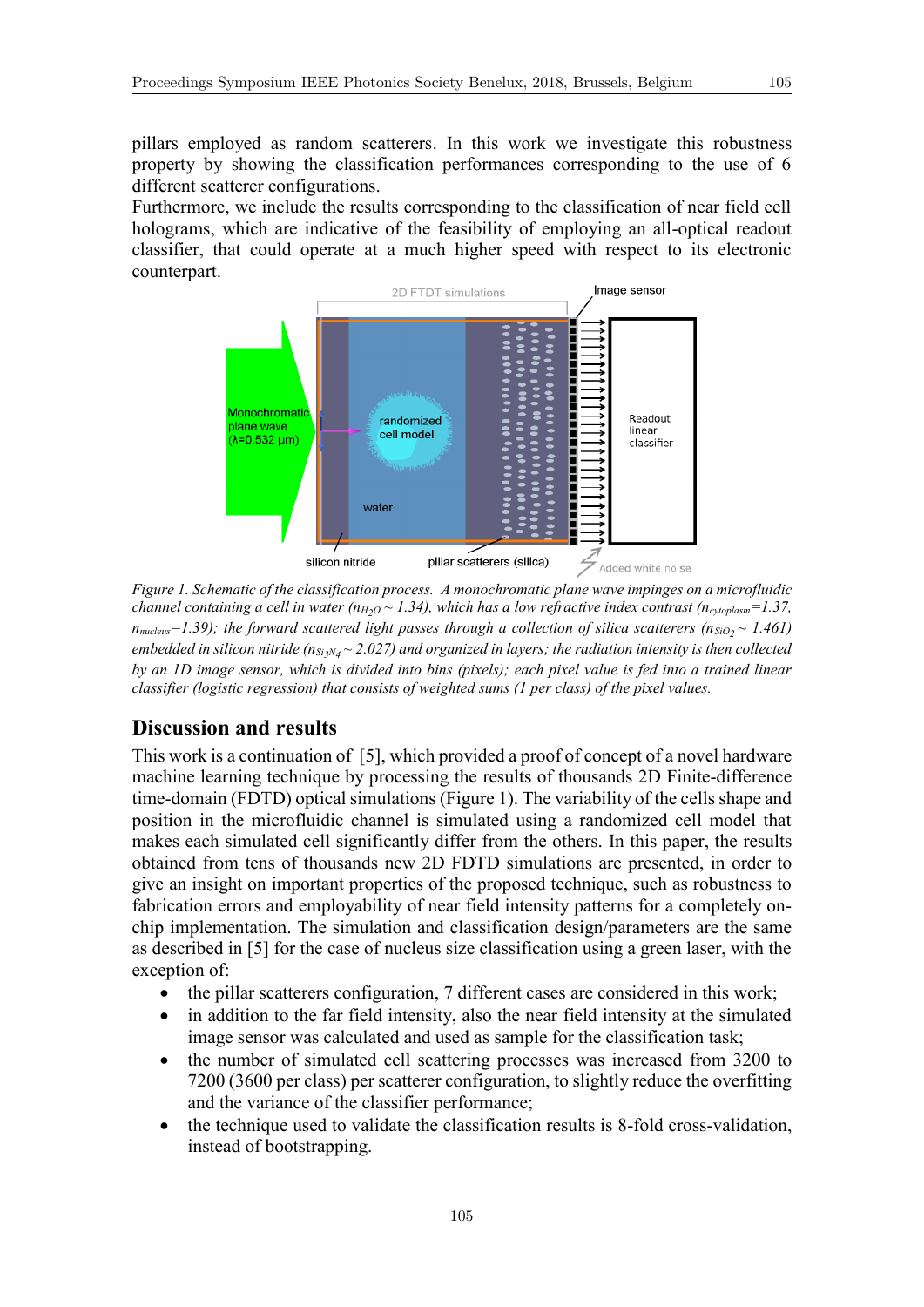pillars employed as random scatterers. In this work we investigate this robustness property by showing the classification performances corresponding to the use of 6 different scatterer configurations.

Furthermore, we include the results corresponding to the classification of near field cell holograms, which are indicative of the feasibility of employing an all-optical readout classifier, that could operate at a much higher speed with respect to its electronic counterpart.

*Figure 1. Schematic of the classification process. A monochromatic plane wave impinges on a microfluidic channel containing a cell in water ($n_{H_2O} \sim 1.34$), which has a low refractive index contrast ($n_{cytoplasm}$=1.37, $n_{nucleus}$=1.39); the forward scattered light passes through a collection of silica scatterers ($n_{SiO_2} \sim 1.461$) embedded in silicon nitride ($n_{Si_3N_4} \sim 2.027$) and organized in layers; the radiation intensity is then collected by an 1D image sensor, which is divided into bins (pixels); each pixel value is fed into a trained linear classifier (logistic regression) that consists of weighted sums (1 per class) of the pixel values.*

## Discussion and results

This work is a continuation of [5], which provided a proof of concept of a novel hardware machine learning technique by processing the results of thousands 2D Finite-difference time-domain (FDTD) optical simulations (Figure 1). The variability of the cells shape and position in the microfluidic channel is simulated using a randomized cell model that makes each simulated cell significantly differ from the others. In this paper, the results obtained from tens of thousands new 2D FDTD simulations are presented, in order to give an insight on important properties of the proposed technique, such as robustness to fabrication errors and employability of near field intensity patterns for a completely on-chip implementation. The simulation and classification design/parameters are the same as described in [5] for the case of nucleus size classification using a green laser, with the exception of:

- the pillar scatterers configuration, 7 different cases are considered in this work;
- in addition to the far field intensity, also the near field intensity at the simulated image sensor was calculated and used as sample for the classification task;
- the number of simulated cell scattering processes was increased from 3200 to 7200 (3600 per class) per scatterer configuration, to slightly reduce the overfitting and the variance of the classifier performance;
- the technique used to validate the classification results is 8-fold cross-validation, instead of bootstrapping.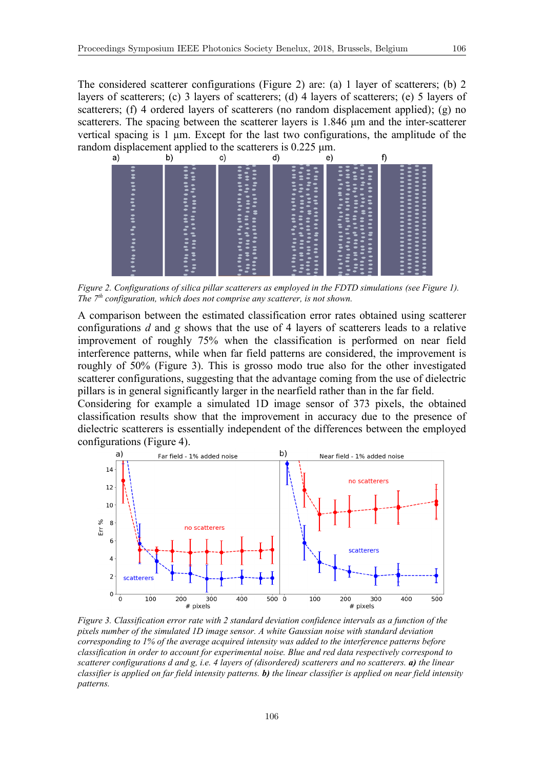The considered scatterer configurations (Figure 2) are: (a) 1 layer of scatterers; (b) 2 layers of scatterers; (c) 3 layers of scatterers; (d) 4 layers of scatterers; (e) 5 layers of scatterers; (f) 4 ordered layers of scatterers (no random displacement applied); (g) no scatterers. The spacing between the scatterer layers is 1.846 µm and the inter-scatterer vertical spacing is 1 µm. Except for the last two configurations, the amplitude of the random displacement applied to the scatterers is 0.225 µm.

*Figure 2. Configurations of silica pillar scatterers as employed in the FDTD simulations (see Figure 1). The 7th configuration, which does not comprise any scatterer, is not shown.*

A comparison between the estimated classification error rates obtained using scatterer configurations *d* and *g* shows that the use of 4 layers of scatterers leads to a relative improvement of roughly 75% when the classification is performed on near field interference patterns, while when far field patterns are considered, the improvement is roughly of 50% (Figure 3). This is grosso modo true also for the other investigated scatterer configurations, suggesting that the advantage coming from the use of dielectric pillars is in general significantly larger in the nearfield rather than in the far field.
Considering for example a simulated 1D image sensor of 373 pixels, the obtained classification results show that the improvement in accuracy due to the presence of dielectric scatterers is essentially independent of the differences between the employed configurations (Figure 4).

*Figure 3. Classification error rate with 2 standard deviation confidence intervals as a function of the pixels number of the simulated 1D image sensor. A white Gaussian noise with standard deviation corresponding to 1% of the average acquired intensity was added to the interference patterns before classification in order to account for experimental noise. Blue and red data respectively correspond to scatterer configurations d and g, i.e. 4 layers of (disordered) scatterers and no scatterers.* ***a)*** *the linear classifier is applied on far field intensity patterns.* ***b)*** *the linear classifier is applied on near field intensity patterns.*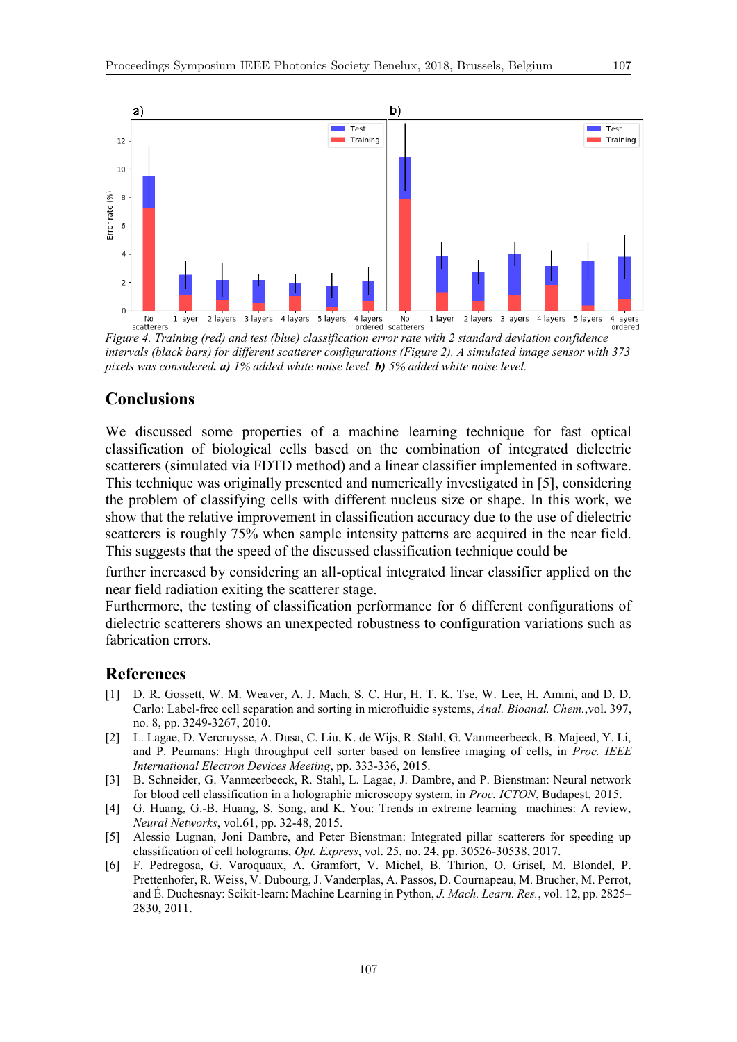a)

b)

Error rate (%)

12
10
8
6
4
2
0

Test
Training

No scatterers
1 layer
2 layers
3 layers
4 layers
5 layers
4 layers ordered

*Figure 4. Training (red) and test (blue) classification error rate with 2 standard deviation confidence intervals (black bars) for different scatterer configurations (Figure 2). A simulated image sensor with 373 pixels was considered.* ***a)*** *1% added white noise level.* ***b)*** *5% added white noise level.*

## Conclusions

We discussed some properties of a machine learning technique for fast optical classification of biological cells based on the combination of integrated dielectric scatterers (simulated via FDTD method) and a linear classifier implemented in software. This technique was originally presented and numerically investigated in [5], considering the problem of classifying cells with different nucleus size or shape. In this work, we show that the relative improvement in classification accuracy due to the use of dielectric scatterers is roughly 75% when sample intensity patterns are acquired in the near field. This suggests that the speed of the discussed classification technique could be further increased by considering an all-optical integrated linear classifier applied on the near field radiation exiting the scatterer stage.

Furthermore, the testing of classification performance for 6 different configurations of dielectric scatterers shows an unexpected robustness to configuration variations such as fabrication errors.

## References

[1] D. R. Gossett, W. M. Weaver, A. J. Mach, S. C. Hur, H. T. K. Tse, W. Lee, H. Amini, and D. D. Carlo: Label-free cell separation and sorting in microfluidic systems, *Anal. Bioanal. Chem.*,vol. 397, no. 8, pp. 3249-3267, 2010.

[2] L. Lagae, D. Vercruysse, A. Dusa, C. Liu, K. de Wijs, R. Stahl, G. Vanmeerbeeck, B. Majeed, Y. Li, and P. Peumans: High throughput cell sorter based on lensfree imaging of cells, in *Proc. IEEE International Electron Devices Meeting*, pp. 333-336, 2015.

[3] B. Schneider, G. Vanmeerbeeck, R. Stahl, L. Lagae, J. Dambre, and P. Bienstman: Neural network for blood cell classification in a holographic microscopy system, in *Proc. ICTON*, Budapest, 2015.

[4] G. Huang, G.-B. Huang, S. Song, and K. You: Trends in extreme learning machines: A review, *Neural Networks*, vol.61, pp. 32-48, 2015.

[5] Alessio Lugnan, Joni Dambre, and Peter Bienstman: Integrated pillar scatterers for speeding up classification of cell holograms, *Opt. Express*, vol. 25, no. 24, pp. 30526-30538, 2017.

[6] F. Pedregosa, G. Varoquaux, A. Gramfort, V. Michel, B. Thirion, O. Grisel, M. Blondel, P. Prettenhofer, R. Weiss, V. Dubourg, J. Vanderplas, A. Passos, D. Cournapeau, M. Brucher, M. Perrot, and É. Duchesnay: Scikit-learn: Machine Learning in Python, *J. Mach. Learn. Res.*, vol. 12, pp. 2825–2830, 2011.